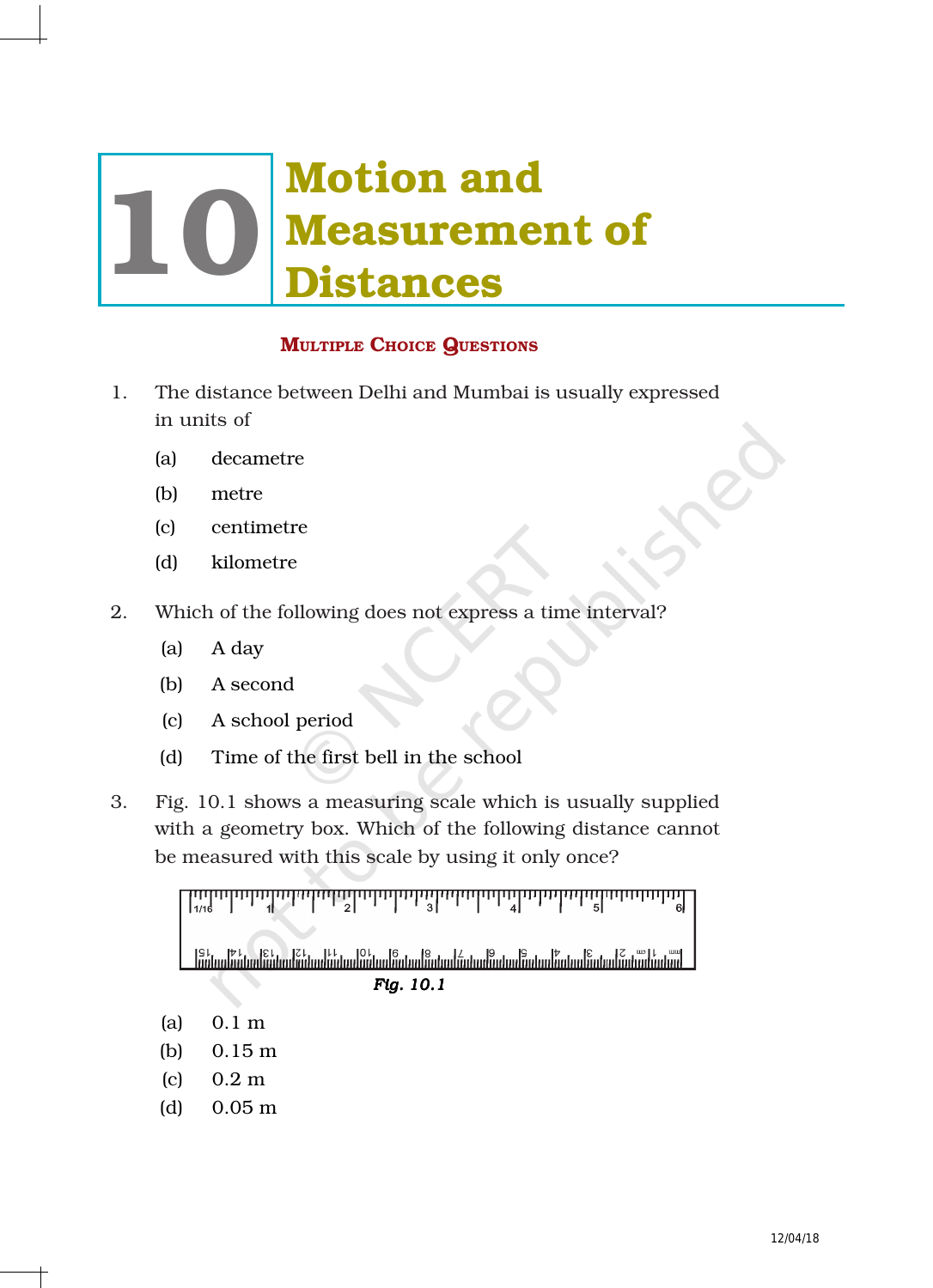# 10 Motion and Measurement of Distances

## Multiple Choice Questions

1. The distance between Delhi and Mumbai is usually expressed in units of

   (a) decametre

   (b) metre

   (c) centimetre

   (d) kilometre

2. Which of the following does not express a time interval?

   (a) A day

   (b) A second

   (c) A school period

   (d) Time of the first bell in the school

3. Fig. 10.1 shows a measuring scale which is usually supplied with a geometry box. Which of the following distance cannot be measured with this scale by using it only once?

   *Fig. 10.1*

   (a) 0.1 m

   (b) 0.15 m

   (c) 0.2 m

   (d) 0.05 m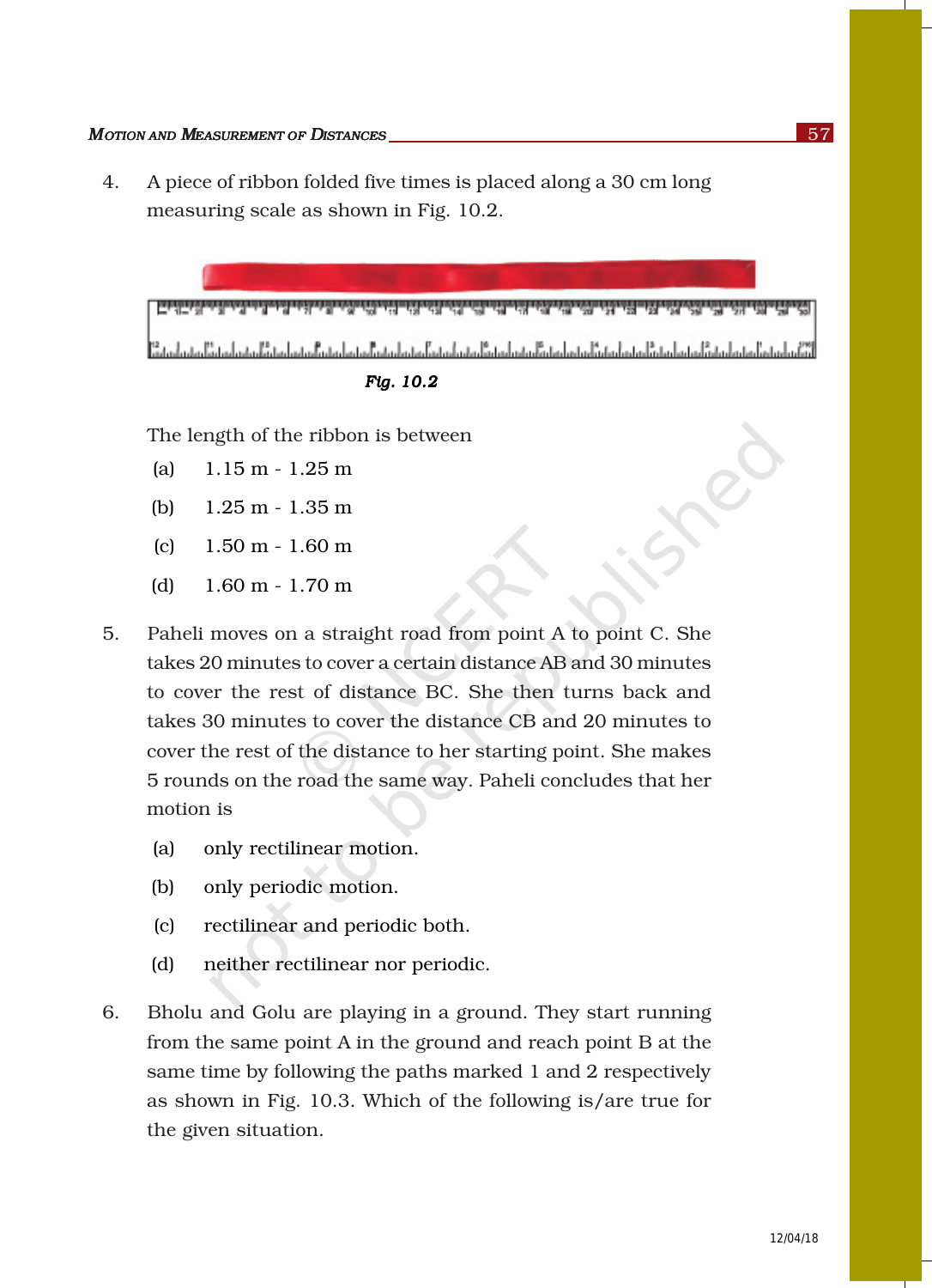4. A piece of ribbon folded five times is placed along a 30 cm long measuring scale as shown in Fig. 10.2.

*Fig. 10.2*

The length of the ribbon is between

(a) 1.15 m - 1.25 m

(b) 1.25 m - 1.35 m

(c) 1.50 m - 1.60 m

(d) 1.60 m - 1.70 m

5. Paheli moves on a straight road from point A to point C. She takes 20 minutes to cover a certain distance AB and 30 minutes to cover the rest of distance BC. She then turns back and takes 30 minutes to cover the distance CB and 20 minutes to cover the rest of the distance to her starting point. She makes 5 rounds on the road the same way. Paheli concludes that her motion is

(a) only rectilinear motion.

(b) only periodic motion.

(c) rectilinear and periodic both.

(d) neither rectilinear nor periodic.

6. Bholu and Golu are playing in a ground. They start running from the same point A in the ground and reach point B at the same time by following the paths marked 1 and 2 respectively as shown in Fig. 10.3. Which of the following is/are true for the given situation.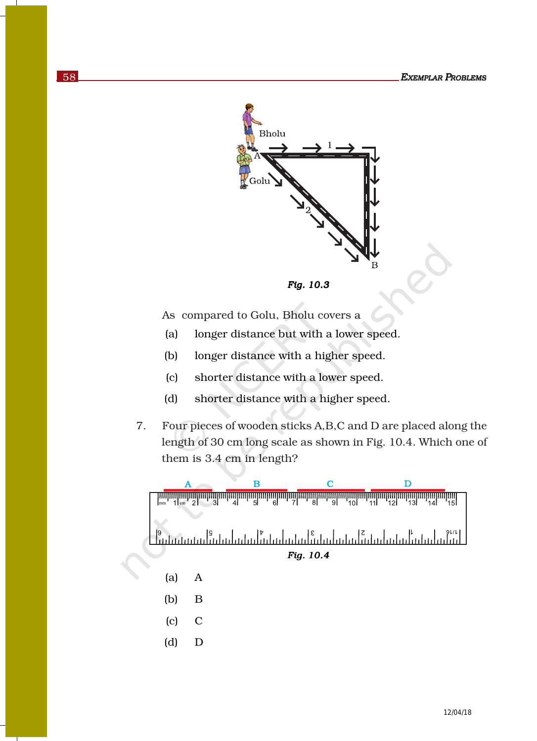Fig. 10.3

As compared to Golu, Bholu covers a

(a) longer distance but with a lower speed.

(b) longer distance with a higher speed.

(c) shorter distance with a lower speed.

(d) shorter distance with a higher speed.

7. Four pieces of wooden sticks A,B,C and D are placed along the length of 30 cm long scale as shown in Fig. 10.4. Which one of them is 3.4 cm in length?

Fig. 10.4

(a) A

(b) B

(c) C

(d) D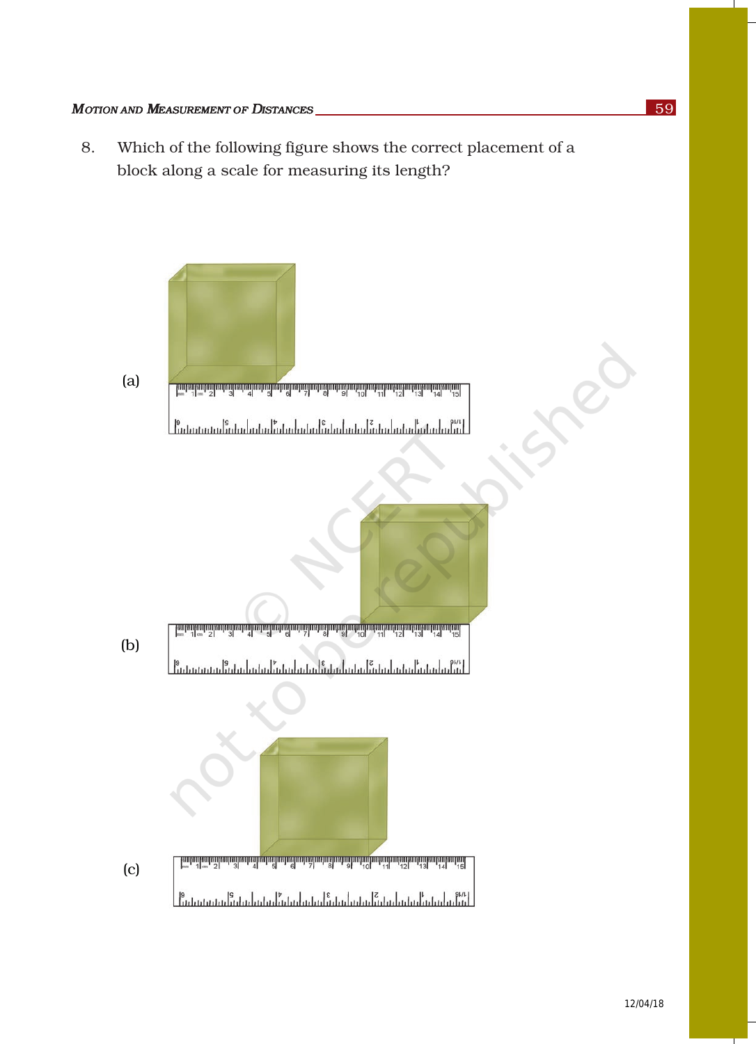8. Which of the following figure shows the correct placement of a block along a scale for measuring its length?

(a)

(b)

(c)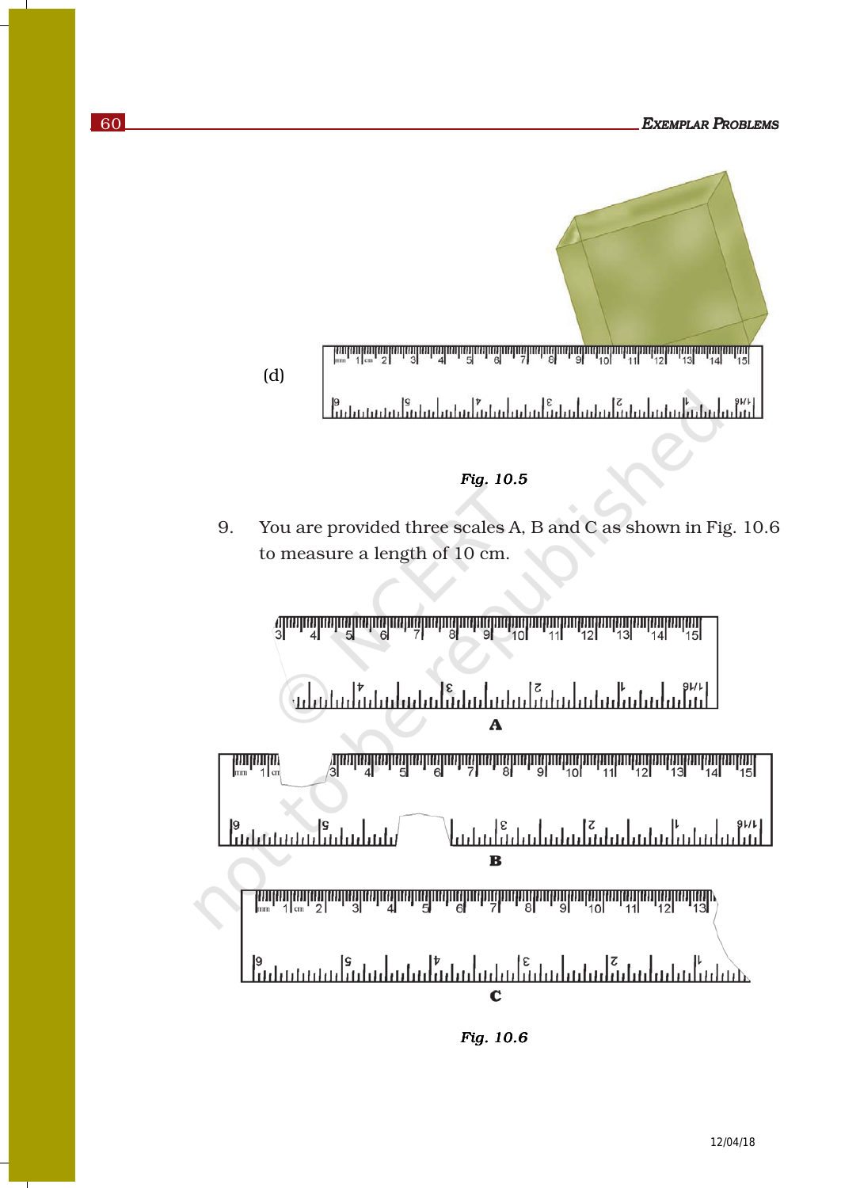(d)

*Fig. 10.5*

9. You are provided three scales A, B and C as shown in Fig. 10.6 to measure a length of 10 cm.

A

B

C

*Fig. 10.6*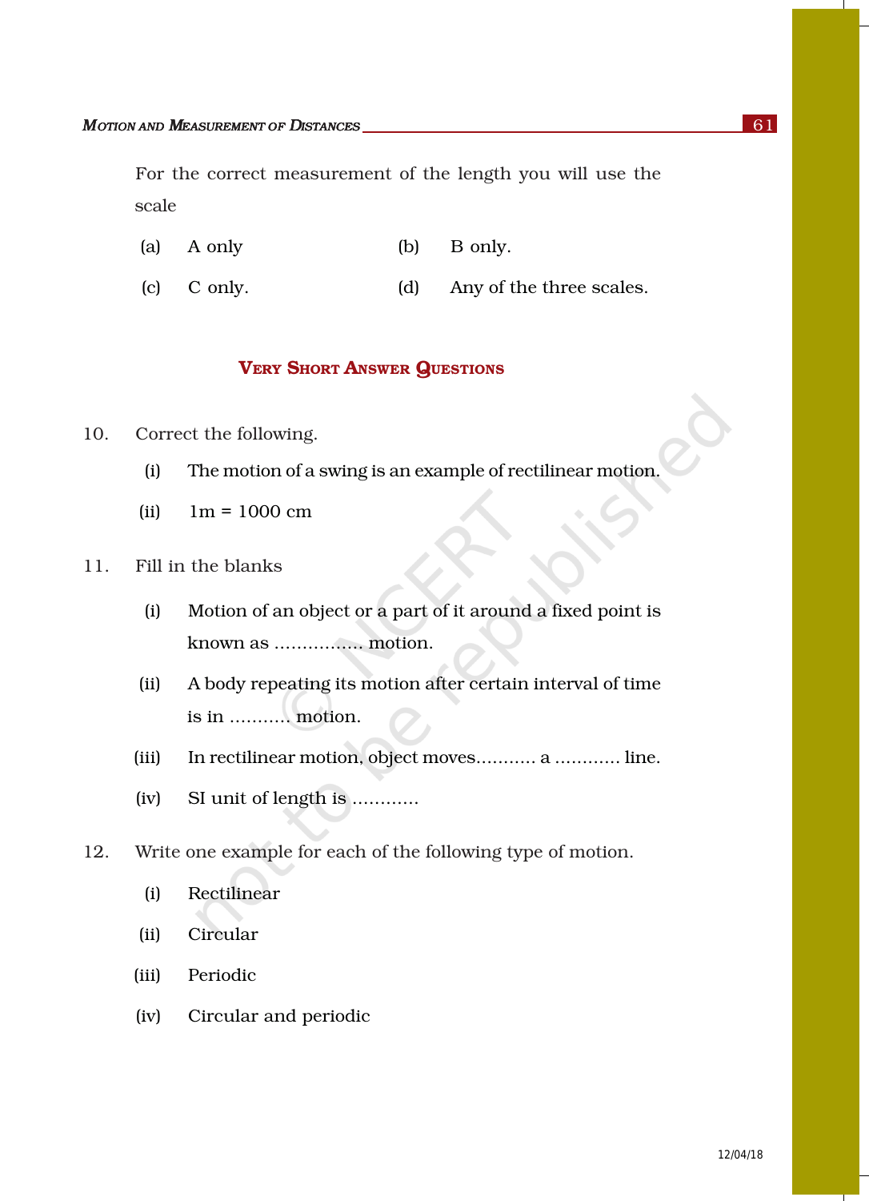For the correct measurement of the length you will use the scale

(a) A only  (b) B only.

(c) C only.  (d) Any of the three scales.

## Very Short Answer Questions

10. Correct the following.

 (i) The motion of a swing is an example of rectilinear motion.

 (ii) 1m = 1000 cm

11. Fill in the blanks

 (i) Motion of an object or a part of it around a fixed point is known as ................ motion.

 (ii) A body repeating its motion after certain interval of time is in ........... motion.

 (iii) In rectilinear motion, object moves........... a ............ line.

 (iv) SI unit of length is ............

12. Write one example for each of the following type of motion.

 (i) Rectilinear

 (ii) Circular

 (iii) Periodic

 (iv) Circular and periodic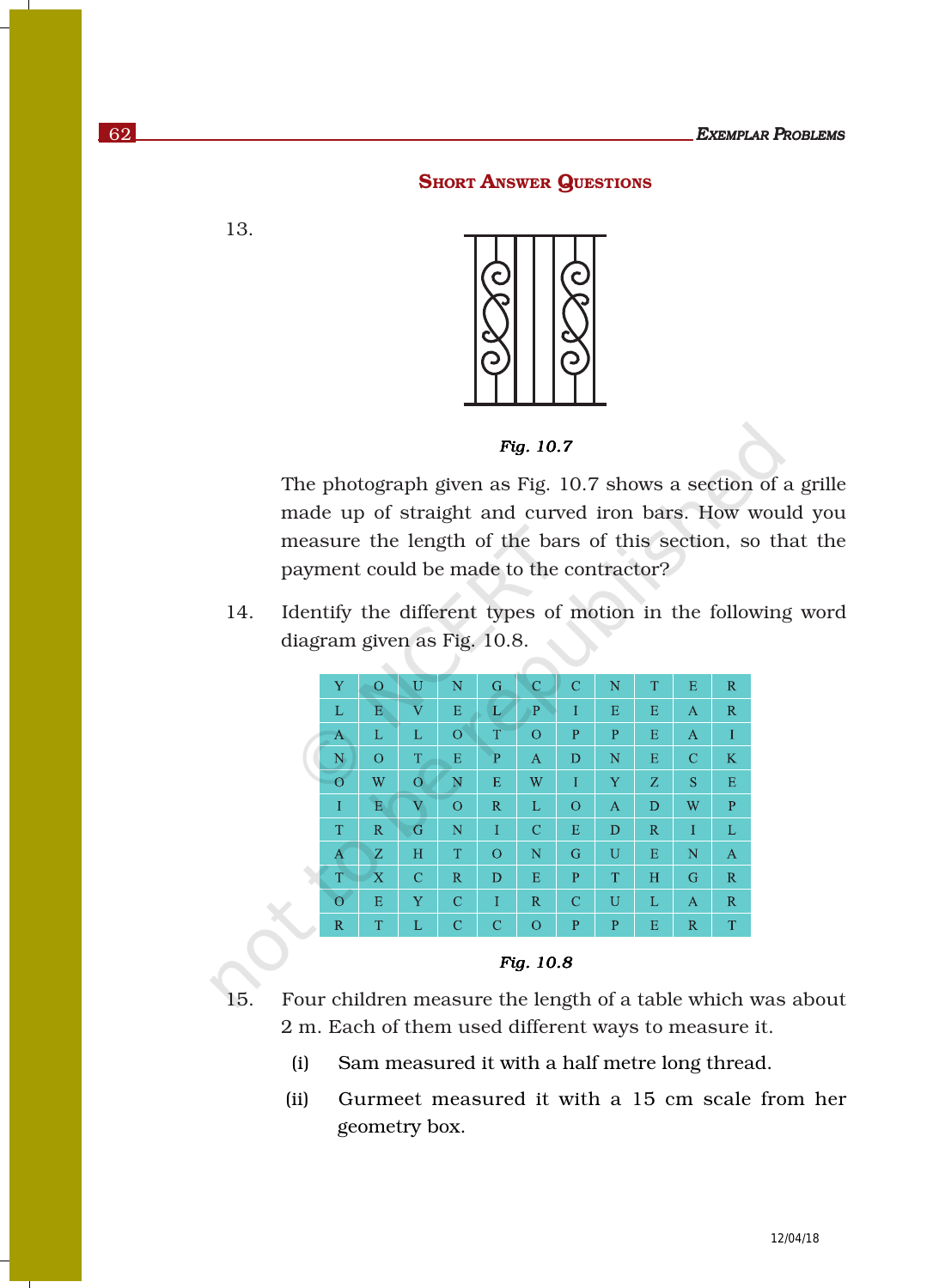## SHORT ANSWER QUESTIONS

13.

*Fig. 10.7*

The photograph given as Fig. 10.7 shows a section of a grille made up of straight and curved iron bars. How would you measure the length of the bars of this section, so that the payment could be made to the contractor?

14. Identify the different types of motion in the following word diagram given as Fig. 10.8.

| Y | O | U | N | G | C | C | N | T | E | R |
|---|---|---|---|---|---|---|---|---|---|---|
| L | E | V | E | L | P | I | E | E | A | R |
| A | L | L | O | T | O | P | P | E | A | I |
| N | O | T | E | P | A | D | N | E | C | K |
| O | W | O | N | E | W | I | Y | Z | S | E |
| I | E | V | O | R | L | O | A | D | W | P |
| T | R | G | N | I | C | E | D | R | I | L |
| A | Z | H | T | O | N | G | U | E | N | A |
| T | X | C | R | D | E | P | T | H | G | R |
| O | E | Y | C | I | R | C | U | L | A | R |
| R | T | L | C | C | O | P | P | E | R | T |

*Fig. 10.8*

15. Four children measure the length of a table which was about 2 m. Each of them used different ways to measure it.

   (i) Sam measured it with a half metre long thread.

   (ii) Gurmeet measured it with a 15 cm scale from her geometry box.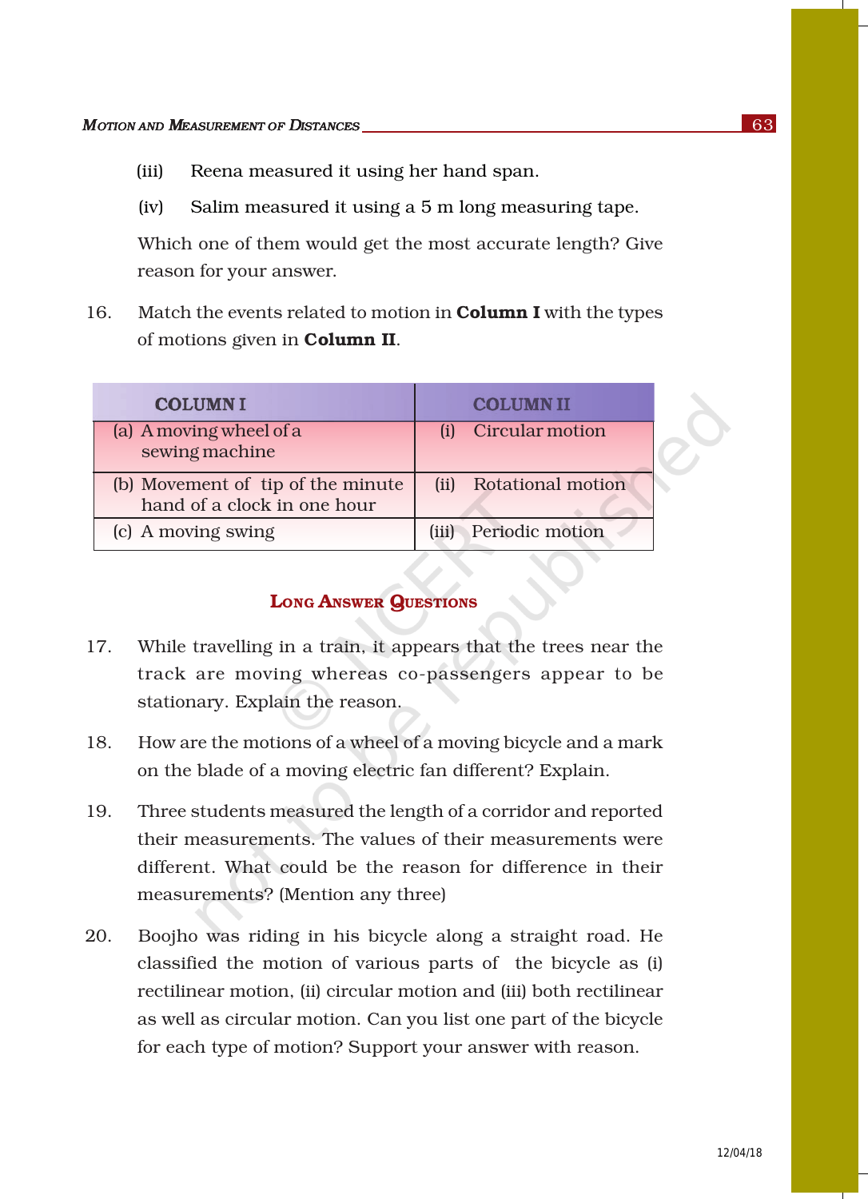(iii) Reena measured it using her hand span.

(iv) Salim measured it using a 5 m long measuring tape.

Which one of them would get the most accurate length? Give reason for your answer.

16. Match the events related to motion in **Column I** with the types of motions given in **Column II**.

| COLUMN I | COLUMN II |
|---|---|
| (a) A moving wheel of a sewing machine | (i) Circular motion |
| (b) Movement of tip of the minute hand of a clock in one hour | (ii) Rotational motion |
| (c) A moving swing | (iii) Periodic motion |

## Long Answer Questions

17. While travelling in a train, it appears that the trees near the track are moving whereas co-passengers appear to be stationary. Explain the reason.

18. How are the motions of a wheel of a moving bicycle and a mark on the blade of a moving electric fan different? Explain.

19. Three students measured the length of a corridor and reported their measurements. The values of their measurements were different. What could be the reason for difference in their measurements? (Mention any three)

20. Boojho was riding in his bicycle along a straight road. He classified the motion of various parts of the bicycle as (i) rectilinear motion, (ii) circular motion and (iii) both rectilinear as well as circular motion. Can you list one part of the bicycle for each type of motion? Support your answer with reason.